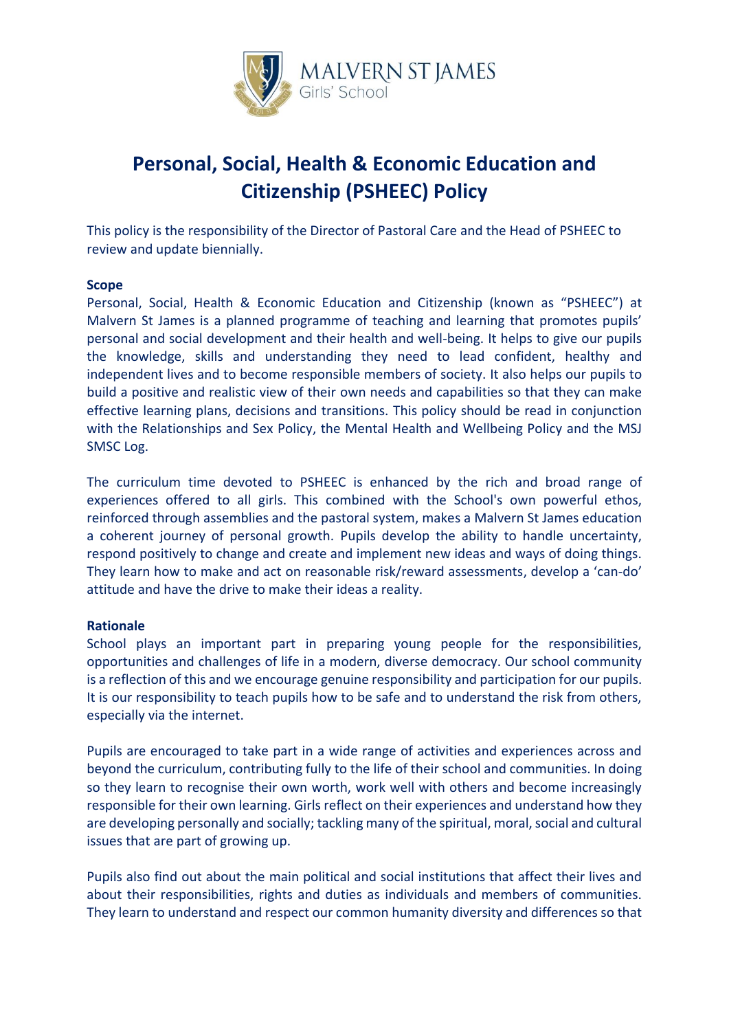MALVERN ST JAMES
Girls' School

# Personal, Social, Health & Economic Education and Citizenship (PSHEEC) Policy

This policy is the responsibility of the Director of Pastoral Care and the Head of PSHEEC to review and update biennially.

**Scope**

Personal, Social, Health & Economic Education and Citizenship (known as "PSHEEC") at Malvern St James is a planned programme of teaching and learning that promotes pupils' personal and social development and their health and well-being. It helps to give our pupils the knowledge, skills and understanding they need to lead confident, healthy and independent lives and to become responsible members of society. It also helps our pupils to build a positive and realistic view of their own needs and capabilities so that they can make effective learning plans, decisions and transitions. This policy should be read in conjunction with the Relationships and Sex Policy, the Mental Health and Wellbeing Policy and the MSJ SMSC Log.

The curriculum time devoted to PSHEEC is enhanced by the rich and broad range of experiences offered to all girls. This combined with the School's own powerful ethos, reinforced through assemblies and the pastoral system, makes a Malvern St James education a coherent journey of personal growth. Pupils develop the ability to handle uncertainty, respond positively to change and create and implement new ideas and ways of doing things. They learn how to make and act on reasonable risk/reward assessments, develop a 'can-do' attitude and have the drive to make their ideas a reality.

**Rationale**

School plays an important part in preparing young people for the responsibilities, opportunities and challenges of life in a modern, diverse democracy. Our school community is a reflection of this and we encourage genuine responsibility and participation for our pupils. It is our responsibility to teach pupils how to be safe and to understand the risk from others, especially via the internet.

Pupils are encouraged to take part in a wide range of activities and experiences across and beyond the curriculum, contributing fully to the life of their school and communities. In doing so they learn to recognise their own worth, work well with others and become increasingly responsible for their own learning. Girls reflect on their experiences and understand how they are developing personally and socially; tackling many of the spiritual, moral, social and cultural issues that are part of growing up.

Pupils also find out about the main political and social institutions that affect their lives and about their responsibilities, rights and duties as individuals and members of communities. They learn to understand and respect our common humanity diversity and differences so that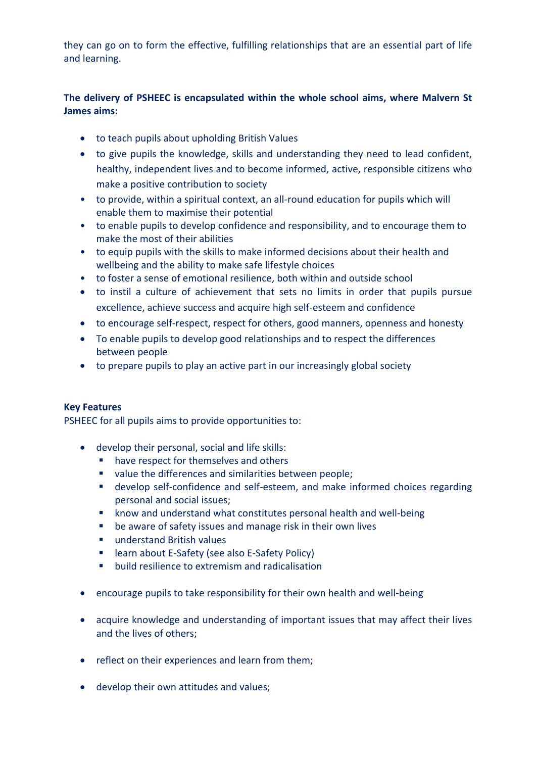they can go on to form the effective, fulfilling relationships that are an essential part of life and learning.

**The delivery of PSHEEC is encapsulated within the whole school aims, where Malvern St James aims:**

- to teach pupils about upholding British Values
- to give pupils the knowledge, skills and understanding they need to lead confident, healthy, independent lives and to become informed, active, responsible citizens who make a positive contribution to society
- to provide, within a spiritual context, an all-round education for pupils which will enable them to maximise their potential
- to enable pupils to develop confidence and responsibility, and to encourage them to make the most of their abilities
- to equip pupils with the skills to make informed decisions about their health and wellbeing and the ability to make safe lifestyle choices
- to foster a sense of emotional resilience, both within and outside school
- to instil a culture of achievement that sets no limits in order that pupils pursue excellence, achieve success and acquire high self-esteem and confidence
- to encourage self-respect, respect for others, good manners, openness and honesty
- To enable pupils to develop good relationships and to respect the differences between people
- to prepare pupils to play an active part in our increasingly global society

**Key Features**

PSHEEC for all pupils aims to provide opportunities to:

- develop their personal, social and life skills:
  - have respect for themselves and others
  - value the differences and similarities between people;
  - develop self-confidence and self-esteem, and make informed choices regarding personal and social issues;
  - know and understand what constitutes personal health and well-being
  - be aware of safety issues and manage risk in their own lives
  - understand British values
  - learn about E-Safety (see also E-Safety Policy)
  - build resilience to extremism and radicalisation

- encourage pupils to take responsibility for their own health and well-being

- acquire knowledge and understanding of important issues that may affect their lives and the lives of others;

- reflect on their experiences and learn from them;

- develop their own attitudes and values;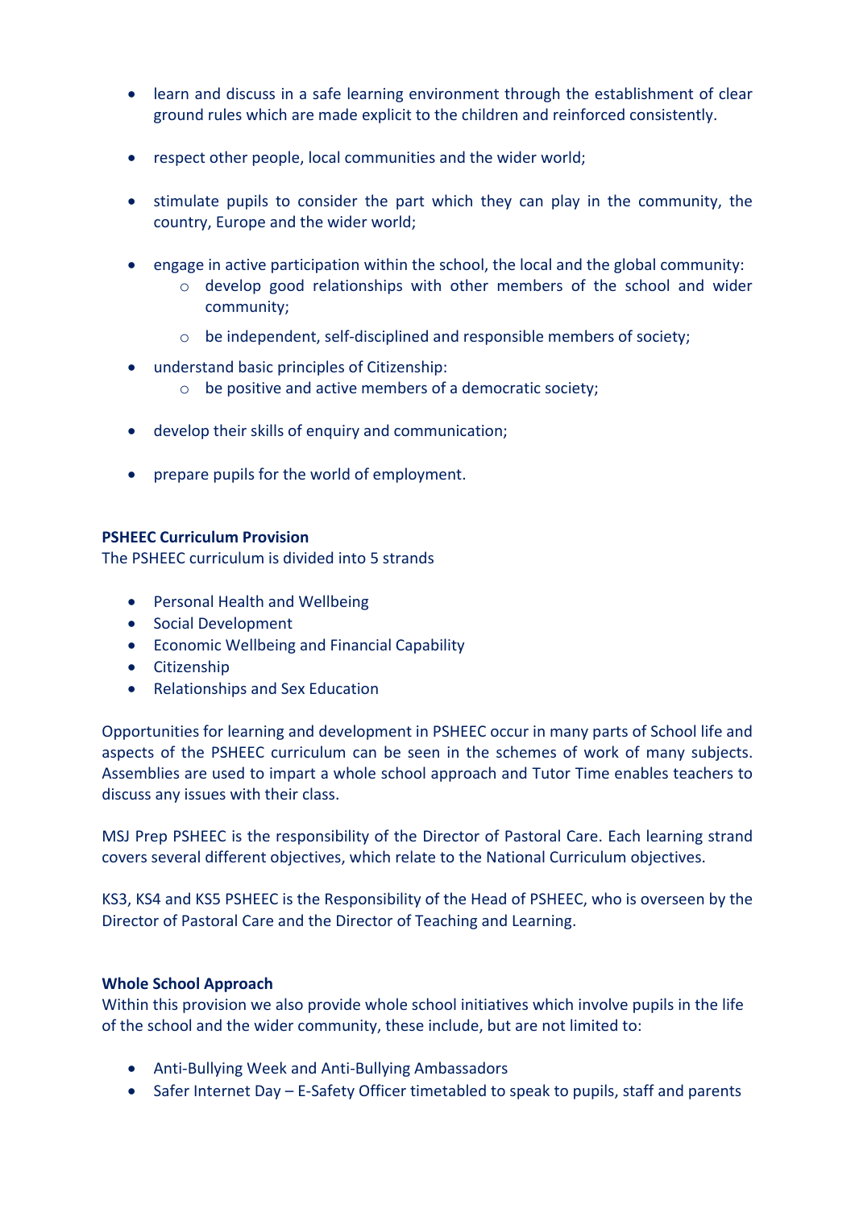- learn and discuss in a safe learning environment through the establishment of clear ground rules which are made explicit to the children and reinforced consistently.

- respect other people, local communities and the wider world;

- stimulate pupils to consider the part which they can play in the community, the country, Europe and the wider world;

- engage in active participation within the school, the local and the global community:
  - develop good relationships with other members of the school and wider community;
  - be independent, self-disciplined and responsible members of society;

- understand basic principles of Citizenship:
  - be positive and active members of a democratic society;

- develop their skills of enquiry and communication;

- prepare pupils for the world of employment.

**PSHEEC Curriculum Provision**

The PSHEEC curriculum is divided into 5 strands

- Personal Health and Wellbeing
- Social Development
- Economic Wellbeing and Financial Capability
- Citizenship
- Relationships and Sex Education

Opportunities for learning and development in PSHEEC occur in many parts of School life and aspects of the PSHEEC curriculum can be seen in the schemes of work of many subjects. Assemblies are used to impart a whole school approach and Tutor Time enables teachers to discuss any issues with their class.

MSJ Prep PSHEEC is the responsibility of the Director of Pastoral Care. Each learning strand covers several different objectives, which relate to the National Curriculum objectives.

KS3, KS4 and KS5 PSHEEC is the Responsibility of the Head of PSHEEC, who is overseen by the Director of Pastoral Care and the Director of Teaching and Learning.

**Whole School Approach**

Within this provision we also provide whole school initiatives which involve pupils in the life of the school and the wider community, these include, but are not limited to:

- Anti-Bullying Week and Anti-Bullying Ambassadors
- Safer Internet Day – E-Safety Officer timetabled to speak to pupils, staff and parents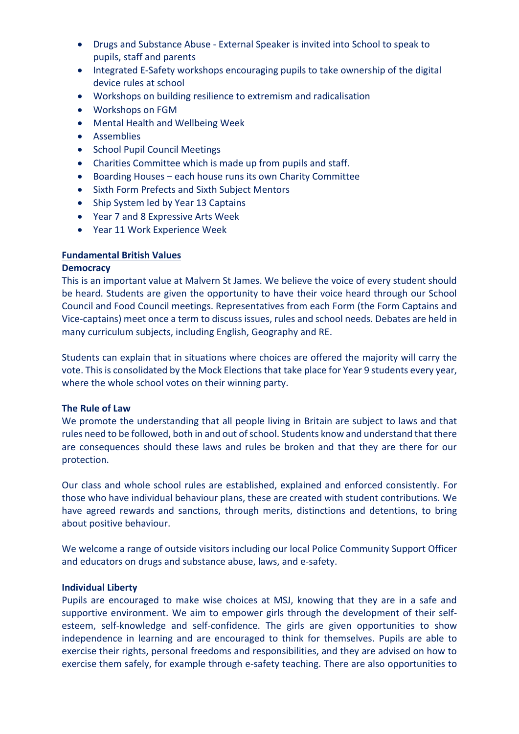- Drugs and Substance Abuse - External Speaker is invited into School to speak to pupils, staff and parents
- Integrated E-Safety workshops encouraging pupils to take ownership of the digital device rules at school
- Workshops on building resilience to extremism and radicalisation
- Workshops on FGM
- Mental Health and Wellbeing Week
- Assemblies
- School Pupil Council Meetings
- Charities Committee which is made up from pupils and staff.
- Boarding Houses – each house runs its own Charity Committee
- Sixth Form Prefects and Sixth Subject Mentors
- Ship System led by Year 13 Captains
- Year 7 and 8 Expressive Arts Week
- Year 11 Work Experience Week

## Fundamental British Values

### Democracy

This is an important value at Malvern St James. We believe the voice of every student should be heard. Students are given the opportunity to have their voice heard through our School Council and Food Council meetings. Representatives from each Form (the Form Captains and Vice-captains) meet once a term to discuss issues, rules and school needs. Debates are held in many curriculum subjects, including English, Geography and RE.

Students can explain that in situations where choices are offered the majority will carry the vote. This is consolidated by the Mock Elections that take place for Year 9 students every year, where the whole school votes on their winning party.

### The Rule of Law

We promote the understanding that all people living in Britain are subject to laws and that rules need to be followed, both in and out of school. Students know and understand that there are consequences should these laws and rules be broken and that they are there for our protection.

Our class and whole school rules are established, explained and enforced consistently. For those who have individual behaviour plans, these are created with student contributions. We have agreed rewards and sanctions, through merits, distinctions and detentions, to bring about positive behaviour.

We welcome a range of outside visitors including our local Police Community Support Officer and educators on drugs and substance abuse, laws, and e-safety.

### Individual Liberty

Pupils are encouraged to make wise choices at MSJ, knowing that they are in a safe and supportive environment. We aim to empower girls through the development of their self-esteem, self-knowledge and self-confidence. The girls are given opportunities to show independence in learning and are encouraged to think for themselves. Pupils are able to exercise their rights, personal freedoms and responsibilities, and they are advised on how to exercise them safely, for example through e-safety teaching. There are also opportunities to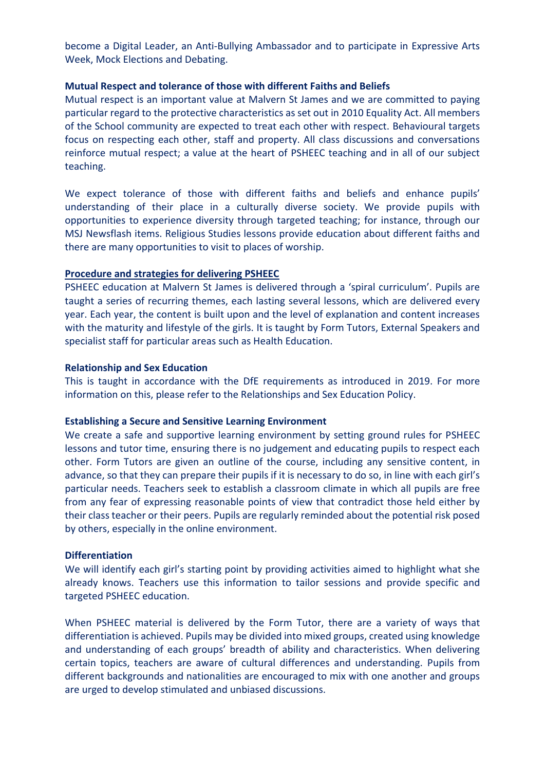become a Digital Leader, an Anti-Bullying Ambassador and to participate in Expressive Arts Week, Mock Elections and Debating.

**Mutual Respect and tolerance of those with different Faiths and Beliefs**

Mutual respect is an important value at Malvern St James and we are committed to paying particular regard to the protective characteristics as set out in 2010 Equality Act. All members of the School community are expected to treat each other with respect. Behavioural targets focus on respecting each other, staff and property. All class discussions and conversations reinforce mutual respect; a value at the heart of PSHEEC teaching and in all of our subject teaching.

We expect tolerance of those with different faiths and beliefs and enhance pupils' understanding of their place in a culturally diverse society. We provide pupils with opportunities to experience diversity through targeted teaching; for instance, through our MSJ Newsflash items. Religious Studies lessons provide education about different faiths and there are many opportunities to visit to places of worship.

**Procedure and strategies for delivering PSHEEC**

PSHEEC education at Malvern St James is delivered through a 'spiral curriculum'. Pupils are taught a series of recurring themes, each lasting several lessons, which are delivered every year. Each year, the content is built upon and the level of explanation and content increases with the maturity and lifestyle of the girls. It is taught by Form Tutors, External Speakers and specialist staff for particular areas such as Health Education.

**Relationship and Sex Education**

This is taught in accordance with the DfE requirements as introduced in 2019. For more information on this, please refer to the Relationships and Sex Education Policy.

**Establishing a Secure and Sensitive Learning Environment**

We create a safe and supportive learning environment by setting ground rules for PSHEEC lessons and tutor time, ensuring there is no judgement and educating pupils to respect each other. Form Tutors are given an outline of the course, including any sensitive content, in advance, so that they can prepare their pupils if it is necessary to do so, in line with each girl's particular needs. Teachers seek to establish a classroom climate in which all pupils are free from any fear of expressing reasonable points of view that contradict those held either by their class teacher or their peers. Pupils are regularly reminded about the potential risk posed by others, especially in the online environment.

**Differentiation**

We will identify each girl's starting point by providing activities aimed to highlight what she already knows. Teachers use this information to tailor sessions and provide specific and targeted PSHEEC education.

When PSHEEC material is delivered by the Form Tutor, there are a variety of ways that differentiation is achieved. Pupils may be divided into mixed groups, created using knowledge and understanding of each groups' breadth of ability and characteristics. When delivering certain topics, teachers are aware of cultural differences and understanding. Pupils from different backgrounds and nationalities are encouraged to mix with one another and groups are urged to develop stimulated and unbiased discussions.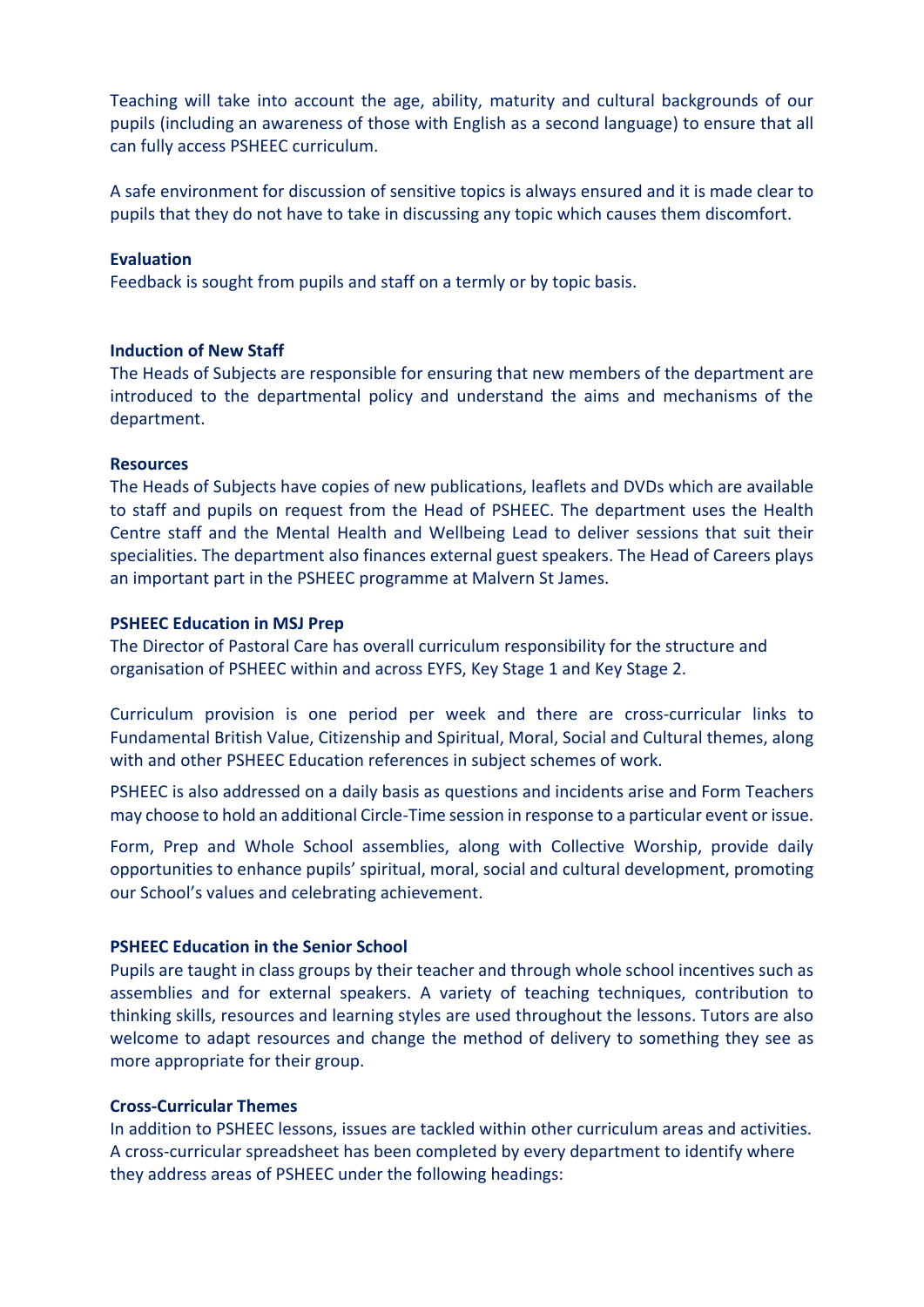Teaching will take into account the age, ability, maturity and cultural backgrounds of our pupils (including an awareness of those with English as a second language) to ensure that all can fully access PSHEEC curriculum.

A safe environment for discussion of sensitive topics is always ensured and it is made clear to pupils that they do not have to take in discussing any topic which causes them discomfort.

**Evaluation**

Feedback is sought from pupils and staff on a termly or by topic basis.

**Induction of New Staff**

The Heads of Subjects are responsible for ensuring that new members of the department are introduced to the departmental policy and understand the aims and mechanisms of the department.

**Resources**

The Heads of Subjects have copies of new publications, leaflets and DVDs which are available to staff and pupils on request from the Head of PSHEEC. The department uses the Health Centre staff and the Mental Health and Wellbeing Lead to deliver sessions that suit their specialities. The department also finances external guest speakers. The Head of Careers plays an important part in the PSHEEC programme at Malvern St James.

**PSHEEC Education in MSJ Prep**

The Director of Pastoral Care has overall curriculum responsibility for the structure and organisation of PSHEEC within and across EYFS, Key Stage 1 and Key Stage 2.

Curriculum provision is one period per week and there are cross-curricular links to Fundamental British Value, Citizenship and Spiritual, Moral, Social and Cultural themes, along with and other PSHEEC Education references in subject schemes of work.

PSHEEC is also addressed on a daily basis as questions and incidents arise and Form Teachers may choose to hold an additional Circle-Time session in response to a particular event or issue.

Form, Prep and Whole School assemblies, along with Collective Worship, provide daily opportunities to enhance pupils' spiritual, moral, social and cultural development, promoting our School's values and celebrating achievement.

**PSHEEC Education in the Senior School**

Pupils are taught in class groups by their teacher and through whole school incentives such as assemblies and for external speakers. A variety of teaching techniques, contribution to thinking skills, resources and learning styles are used throughout the lessons. Tutors are also welcome to adapt resources and change the method of delivery to something they see as more appropriate for their group.

**Cross-Curricular Themes**

In addition to PSHEEC lessons, issues are tackled within other curriculum areas and activities. A cross-curricular spreadsheet has been completed by every department to identify where they address areas of PSHEEC under the following headings: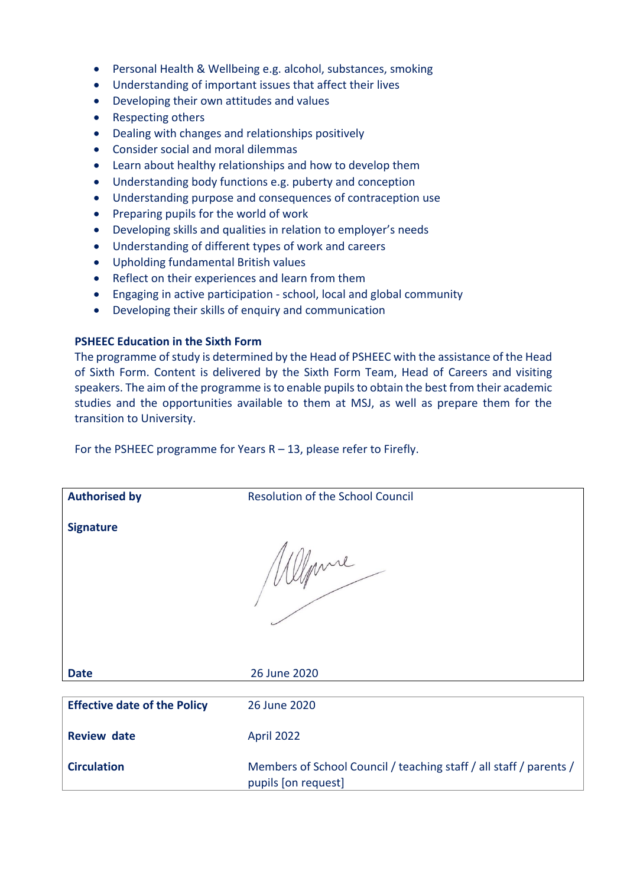- Personal Health & Wellbeing e.g. alcohol, substances, smoking
- Understanding of important issues that affect their lives
- Developing their own attitudes and values
- Respecting others
- Dealing with changes and relationships positively
- Consider social and moral dilemmas
- Learn about healthy relationships and how to develop them
- Understanding body functions e.g. puberty and conception
- Understanding purpose and consequences of contraception use
- Preparing pupils for the world of work
- Developing skills and qualities in relation to employer's needs
- Understanding of different types of work and careers
- Upholding fundamental British values
- Reflect on their experiences and learn from them
- Engaging in active participation - school, local and global community
- Developing their skills of enquiry and communication

**PSHEEC Education in the Sixth Form**

The programme of study is determined by the Head of PSHEEC with the assistance of the Head of Sixth Form. Content is delivered by the Sixth Form Team, Head of Careers and visiting speakers. The aim of the programme is to enable pupils to obtain the best from their academic studies and the opportunities available to them at MSJ, as well as prepare them for the transition to University.

For the PSHEEC programme for Years R – 13, please refer to Firefly.

| | |
|---|---|
| **Authorised by** | Resolution of the School Council |
| **Signature** | |
| **Date** | 26 June 2020 |

| | |
|---|---|
| **Effective date of the Policy** | 26 June 2020 |
| **Review date** | April 2022 |
| **Circulation** | Members of School Council / teaching staff / all staff / parents / pupils [on request] |